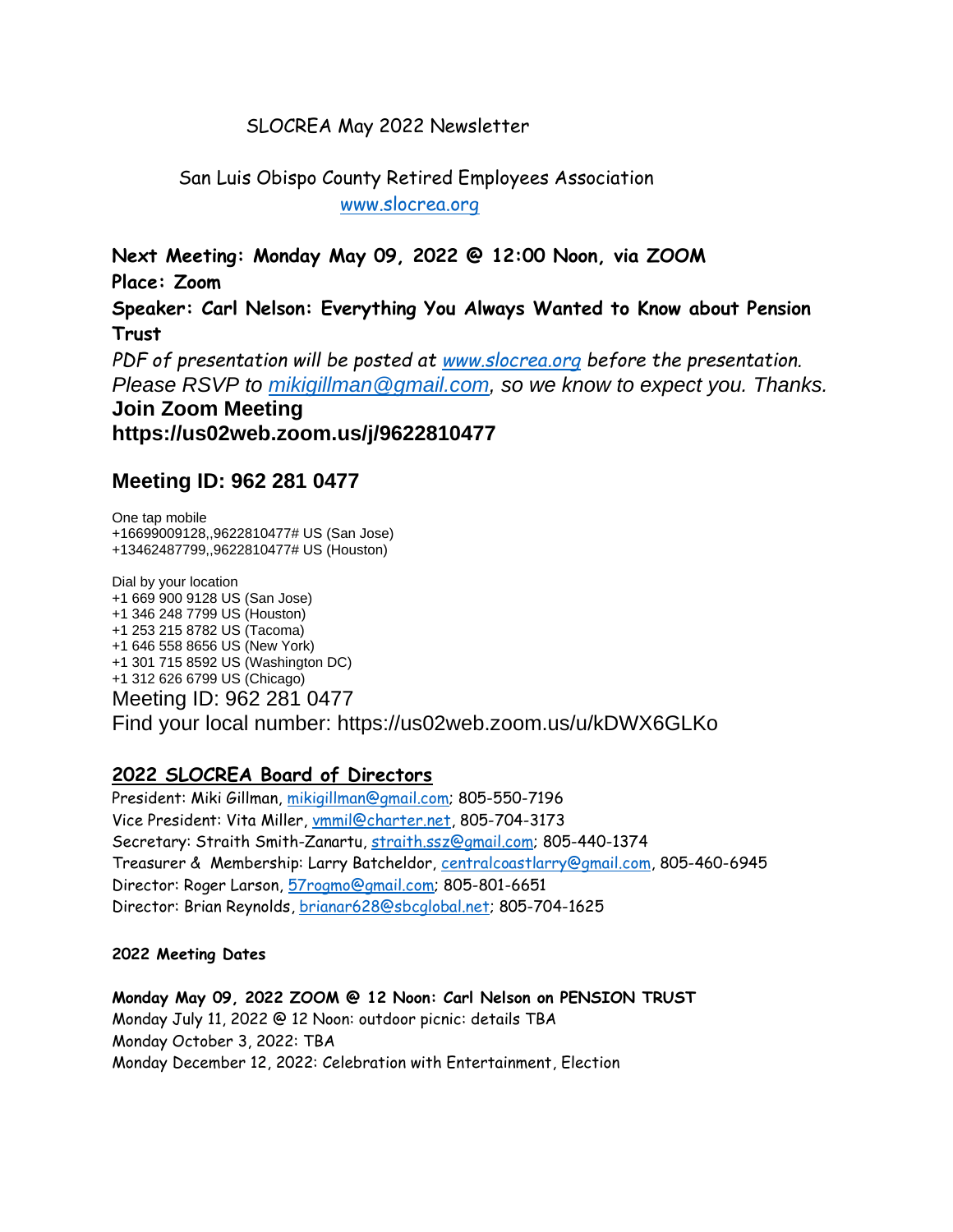# SLOCREA May 2022 Newsletter

## San Luis Obispo County Retired Employees Association

www.slocrea.org

**Next Meeting: Monday May 09, 2022 @ 12:00 Noon, via ZOOM**

**Place: Zoom**

**Speaker: Carl Nelson: Everything You Always Wanted to Know about Pension Trust**

*PDF of presentation will be posted at www.slocrea.org before the presentation.*

*Please RSVP to mikigillman@gmail.com, so we know to expect you. Thanks.*

**Join Zoom Meeting**

**https://us02web.zoom.us/j/9622810477**

## Meeting ID: 962 281 0477

One tap mobile
+16699009128,,9622810477# US (San Jose)
+13462487799,,9622810477# US (Houston)

Dial by your location
+1 669 900 9128 US (San Jose)
+1 346 248 7799 US (Houston)
+1 253 215 8782 US (Tacoma)
+1 646 558 8656 US (New York)
+1 301 715 8592 US (Washington DC)
+1 312 626 6799 US (Chicago)

Meeting ID: 962 281 0477

Find your local number: https://us02web.zoom.us/u/kDWX6GLKo

## 2022 SLOCREA Board of Directors

President: Miki Gillman, mikigillman@gmail.com; 805-550-7196
Vice President: Vita Miller, vmmil@charter.net, 805-704-3173
Secretary: Straith Smith-Zanartu, straith.ssz@gmail.com; 805-440-1374
Treasurer & Membership: Larry Batcheldor, centralcoastlarry@gmail.com, 805-460-6945
Director: Roger Larson, 57rogmo@gmail.com; 805-801-6651
Director: Brian Reynolds, brianar628@sbcglobal.net; 805-704-1625

**2022 Meeting Dates**

**Monday May 09, 2022 ZOOM @ 12 Noon: Carl Nelson on PENSION TRUST**
Monday July 11, 2022 @ 12 Noon: outdoor picnic: details TBA
Monday October 3, 2022: TBA
Monday December 12, 2022: Celebration with Entertainment, Election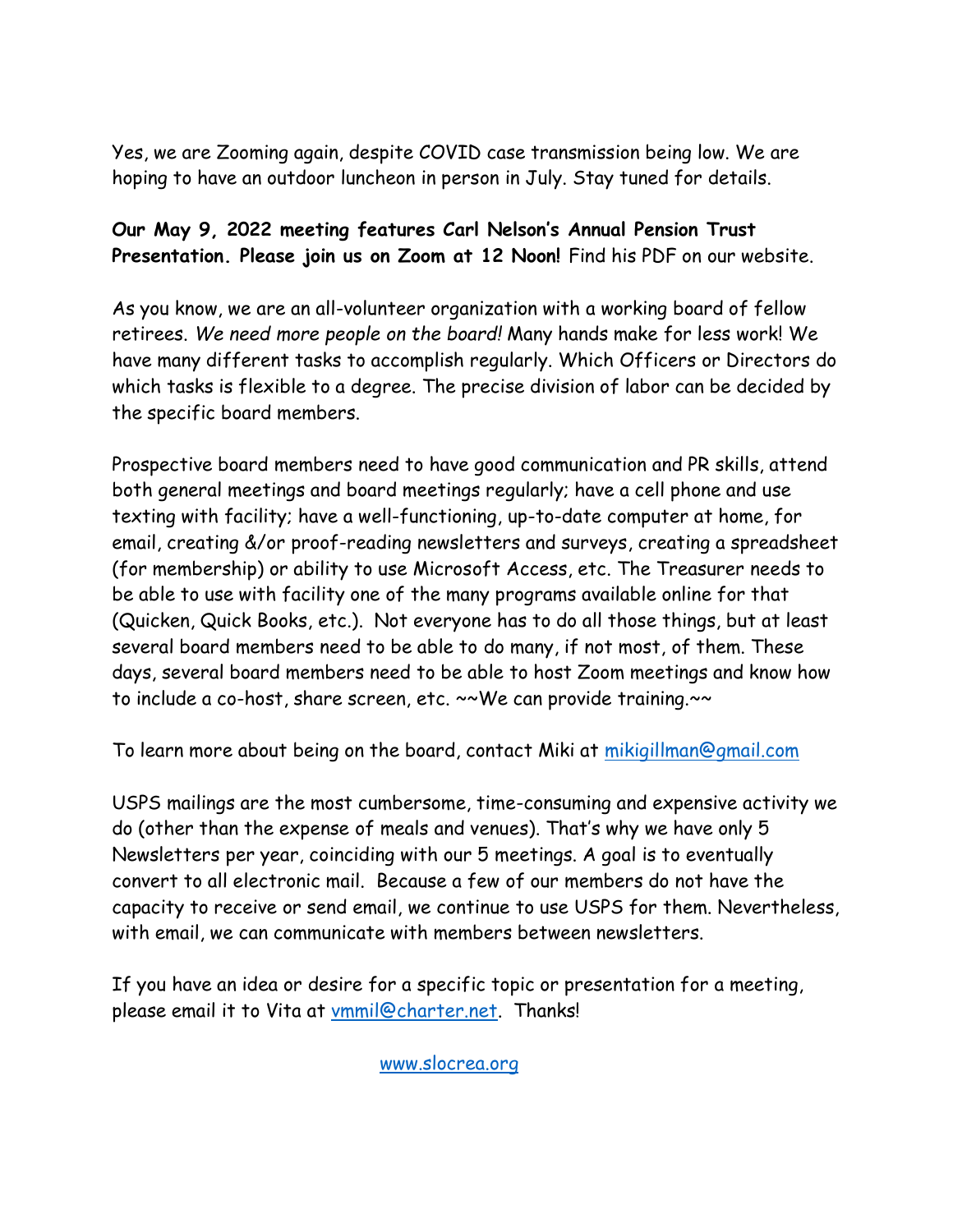Yes, we are Zooming again, despite COVID case transmission being low. We are hoping to have an outdoor luncheon in person in July. Stay tuned for details.

**Our May 9, 2022 meeting features Carl Nelson's Annual Pension Trust Presentation. Please join us on Zoom at 12 Noon!** Find his PDF on our website.

As you know, we are an all-volunteer organization with a working board of fellow retirees. *We need more people on the board!* Many hands make for less work! We have many different tasks to accomplish regularly. Which Officers or Directors do which tasks is flexible to a degree. The precise division of labor can be decided by the specific board members.

Prospective board members need to have good communication and PR skills, attend both general meetings and board meetings regularly; have a cell phone and use texting with facility; have a well-functioning, up-to-date computer at home, for email, creating &/or proof-reading newsletters and surveys, creating a spreadsheet (for membership) or ability to use Microsoft Access, etc. The Treasurer needs to be able to use with facility one of the many programs available online for that (Quicken, Quick Books, etc.). Not everyone has to do all those things, but at least several board members need to be able to do many, if not most, of them. These days, several board members need to be able to host Zoom meetings and know how to include a co-host, share screen, etc. ~~We can provide training.~~

To learn more about being on the board, contact Miki at mikigillman@gmail.com

USPS mailings are the most cumbersome, time-consuming and expensive activity we do (other than the expense of meals and venues). That's why we have only 5 Newsletters per year, coinciding with our 5 meetings. A goal is to eventually convert to all electronic mail. Because a few of our members do not have the capacity to receive or send email, we continue to use USPS for them. Nevertheless, with email, we can communicate with members between newsletters.

If you have an idea or desire for a specific topic or presentation for a meeting, please email it to Vita at vmmil@charter.net. Thanks!

www.slocrea.org